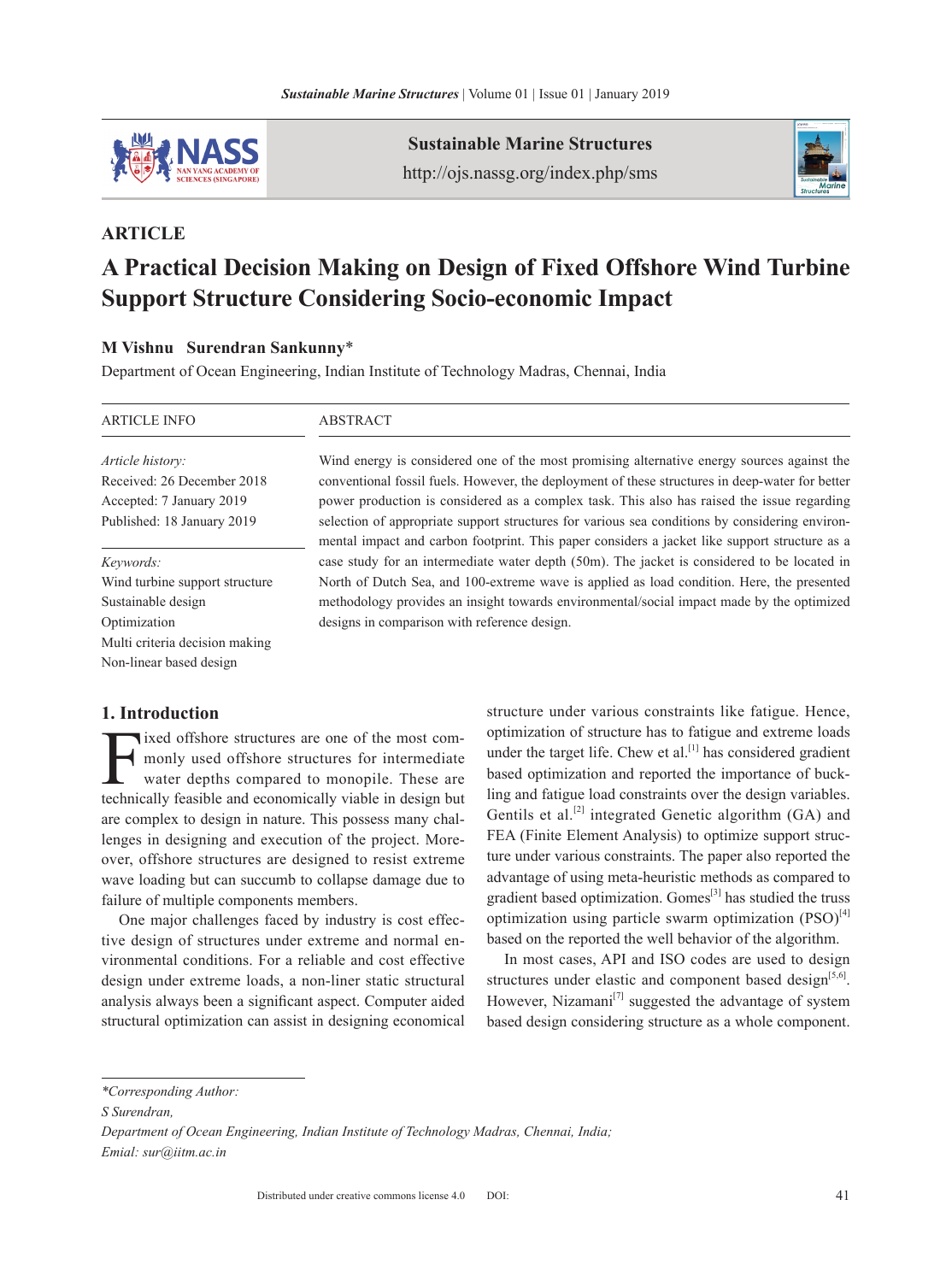**ARTICLE**

# A Practical Decision Making on Design of Fixed Offshore Wind Turbine Support Structure Considering Socio-economic Impact

**M Vishnu Surendran Sankunny***

Department of Ocean Engineering, Indian Institute of Technology Madras, Chennai, India

ARTICLE INFO

*Article history:*
Received: 26 December 2018
Accepted: 7 January 2019
Published: 18 January 2019

*Keywords:*
Wind turbine support structure
Sustainable design
Optimization
Multi criteria decision making
Non-linear based design

ABSTRACT

Wind energy is considered one of the most promising alternative energy sources against the conventional fossil fuels. However, the deployment of these structures in deep-water for better power production is considered as a complex task. This also has raised the issue regarding selection of appropriate support structures for various sea conditions by considering environmental impact and carbon footprint. This paper considers a jacket like support structure as a case study for an intermediate water depth (50m). The jacket is considered to be located in North of Dutch Sea, and 100-extreme wave is applied as load condition. Here, the presented methodology provides an insight towards environmental/social impact made by the optimized designs in comparison with reference design.

## 1. Introduction

Fixed offshore structures are one of the most commonly used offshore structures for intermediate water depths compared to monopile. These are technically feasible and economically viable in design but are complex to design in nature. This possess many challenges in designing and execution of the project. Moreover, offshore structures are designed to resist extreme wave loading but can succumb to collapse damage due to failure of multiple components members.

One major challenges faced by industry is cost effective design of structures under extreme and normal environmental conditions. For a reliable and cost effective design under extreme loads, a non-liner static structural analysis always been a significant aspect. Computer aided structural optimization can assist in designing economical structure under various constraints like fatigue. Hence, optimization of structure has to fatigue and extreme loads under the target life. Chew et al.[1] has considered gradient based optimization and reported the importance of buckling and fatigue load constraints over the design variables. Gentils et al.[2] integrated Genetic algorithm (GA) and FEA (Finite Element Analysis) to optimize support structure under various constraints. The paper also reported the advantage of using meta-heuristic methods as compared to gradient based optimization. Gomes[3] has studied the truss optimization using particle swarm optimization (PSO)[4] based on the reported the well behavior of the algorithm.

In most cases, API and ISO codes are used to design structures under elastic and component based design[5,6]. However, Nizamani[7] suggested the advantage of system based design considering structure as a whole component.

---

*Corresponding Author:
S Surendran,
Department of Ocean Engineering, Indian Institute of Technology Madras, Chennai, India;
Emial: sur@iitm.ac.in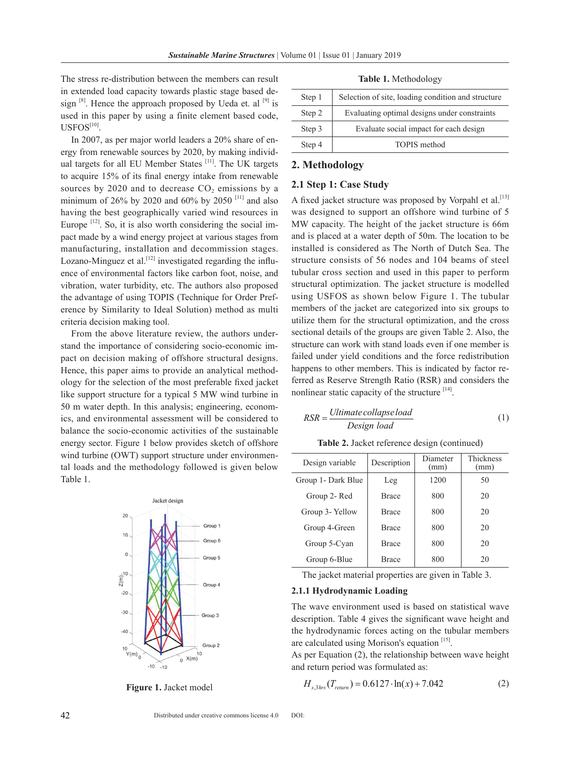The stress re-distribution between the members can result in extended load capacity towards plastic stage based design [8]. Hence the approach proposed by Ueda et. al [9] is used in this paper by using a finite element based code, USFOS[10].

In 2007, as per major world leaders a 20% share of energy from renewable sources by 2020, by making individual targets for all EU Member States [11]. The UK targets to acquire 15% of its final energy intake from renewable sources by 2020 and to decrease $CO_2$ emissions by a minimum of 26% by 2020 and 60% by 2050 [11] and also having the best geographically varied wind resources in Europe [12]. So, it is also worth considering the social impact made by a wind energy project at various stages from manufacturing, installation and decommission stages. Lozano-Minguez et al.[12] investigated regarding the influence of environmental factors like carbon foot, noise, and vibration, water turbidity, etc. The authors also proposed the advantage of using TOPIS (Technique for Order Preference by Similarity to Ideal Solution) method as multi criteria decision making tool.

From the above literature review, the authors understand the importance of considering socio-economic impact on decision making of offshore structural designs. Hence, this paper aims to provide an analytical methodology for the selection of the most preferable fixed jacket like support structure for a typical 5 MW wind turbine in 50 m water depth. In this analysis; engineering, economics, and environmental assessment will be considered to balance the socio-economic activities of the sustainable energy sector. Figure 1 below provides sketch of offshore wind turbine (OWT) support structure under environmental loads and the methodology followed is given below Table 1.

Figure 1. Jacket model

**Table 1.** Methodology

| Step | Description |
|---|---|
| Step 1 | Selection of site, loading condition and structure |
| Step 2 | Evaluating optimal designs under constraints |
| Step 3 | Evaluate social impact for each design |
| Step 4 | TOPIS method |

## 2. Methodology

### 2.1 Step 1: Case Study

A fixed jacket structure was proposed by Vorpahl et al.[13] was designed to support an offshore wind turbine of 5 MW capacity. The height of the jacket structure is 66m and is placed at a water depth of 50m. The location to be installed is considered as The North of Dutch Sea. The structure consists of 56 nodes and 104 beams of steel tubular cross section and used in this paper to perform structural optimization. The jacket structure is modelled using USFOS as shown below Figure 1. The tubular members of the jacket are categorized into six groups to utilize them for the structural optimization, and the cross sectional details of the groups are given Table 2. Also, the structure can work with stand loads even if one member is failed under yield conditions and the force redistribution happens to other members. This is indicated by factor referred as Reserve Strength Ratio (RSR) and considers the nonlinear static capacity of the structure [14].

$$RSR = \frac{Ultimate\,collapse\,load}{Design\ load} \tag{1}$$

**Table 2.** Jacket reference design (continued)

| Design variable | Description | Diameter (mm) | Thickness (mm) |
|---|---|---|---|
| Group 1- Dark Blue | Leg | 1200 | 50 |
| Group 2- Red | Brace | 800 | 20 |
| Group 3- Yellow | Brace | 800 | 20 |
| Group 4-Green | Brace | 800 | 20 |
| Group 5-Cyan | Brace | 800 | 20 |
| Group 6-Blue | Brace | 800 | 20 |

The jacket material properties are given in Table 3.

#### 2.1.1 Hydrodynamic Loading

The wave environment used is based on statistical wave description. Table 4 gives the significant wave height and the hydrodynamic forces acting on the tubular members are calculated using Morison's equation [15].

As per Equation (2), the relationship between wave height and return period was formulated as:

$$H_{s,3hrs}(T_{return}) = 0.6127 \cdot \ln(x) + 7.042 \tag{2}$$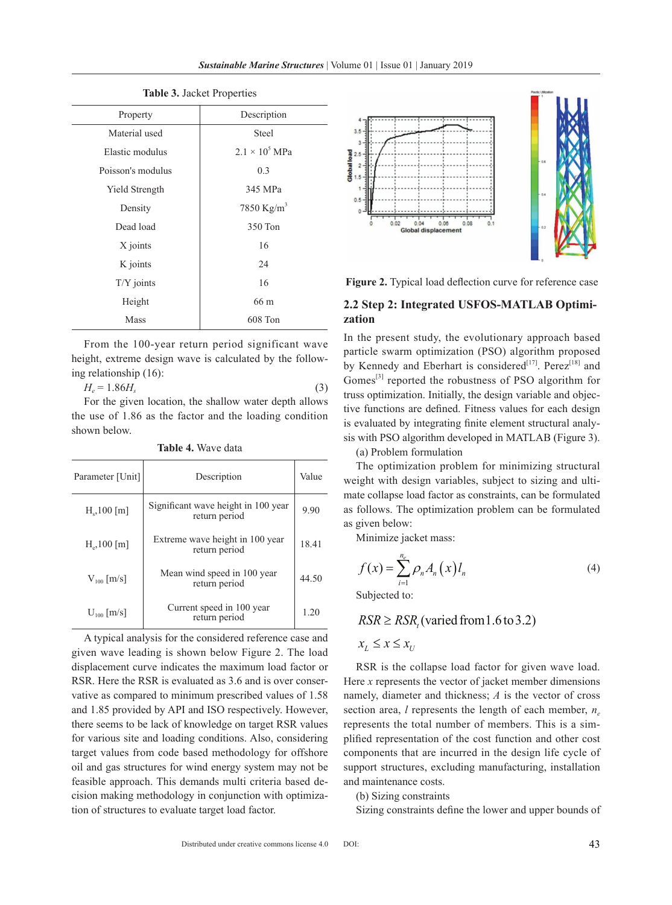**Table 3.** Jacket Properties

| Property | Description |
|---|---|
| Material used | Steel |
| Elastic modulus | $2.1 \times 10^5$ MPa |
| Poisson's modulus | 0.3 |
| Yield Strength | 345 MPa |
| Density | 7850 Kg/m$^3$ |
| Dead load | 350 Ton |
| X joints | 16 |
| K joints | 24 |
| T/Y joints | 16 |
| Height | 66 m |
| Mass | 608 Ton |

From the 100-year return period significant wave height, extreme design wave is calculated by the following relationship (16):

$$H_e = 1.86H_s \tag{3}$$

For the given location, the shallow water depth allows the use of 1.86 as the factor and the loading condition shown below.

**Table 4.** Wave data

| Parameter [Unit] | Description | Value |
|---|---|---|
| $H_s$,100 [m] | Significant wave height in 100 year return period | 9.90 |
| $H_e$,100 [m] | Extreme wave height in 100 year return period | 18.41 |
| $V_{100}$ [m/s] | Mean wind speed in 100 year return period | 44.50 |
| $U_{100}$ [m/s] | Current speed in 100 year return period | 1.20 |

A typical analysis for the considered reference case and given wave leading is shown below Figure 2. The load displacement curve indicates the maximum load factor or RSR. Here the RSR is evaluated as 3.6 and is over conservative as compared to minimum prescribed values of 1.58 and 1.85 provided by API and ISO respectively. However, there seems to be lack of knowledge on target RSR values for various site and loading conditions. Also, considering target values from code based methodology for offshore oil and gas structures for wind energy system may not be feasible approach. This demands multi criteria based decision making methodology in conjunction with optimization of structures to evaluate target load factor.

**Figure 2.** Typical load deflection curve for reference case

## 2.2 Step 2: Integrated USFOS-MATLAB Optimization

In the present study, the evolutionary approach based particle swarm optimization (PSO) algorithm proposed by Kennedy and Eberhart is considered[17]. Perez[18] and Gomes[3] reported the robustness of PSO algorithm for truss optimization. Initially, the design variable and objective functions are defined. Fitness values for each design is evaluated by integrating finite element structural analysis with PSO algorithm developed in MATLAB (Figure 3).

(a) Problem formulation

The optimization problem for minimizing structural weight with design variables, subject to sizing and ultimate collapse load factor as constraints, can be formulated as follows. The optimization problem can be formulated as given below:

Minimize jacket mass:

$$f(x) = \sum_{i=1}^{n_e} \rho_n A_n(x) l_n \tag{4}$$

Subjected to:

$$RSR \geq RSR_t \,(\text{varied from } 1.6 \text{ to } 3.2)$$

$$x_L \leq x \leq x_U$$

RSR is the collapse load factor for given wave load. Here $x$ represents the vector of jacket member dimensions namely, diameter and thickness; $A$ is the vector of cross section area, $l$ represents the length of each member, $n_e$ represents the total number of members. This is a simplified representation of the cost function and other cost components that are incurred in the design life cycle of support structures, excluding manufacturing, installation and maintenance costs.

(b) Sizing constraints

Sizing constraints define the lower and upper bounds of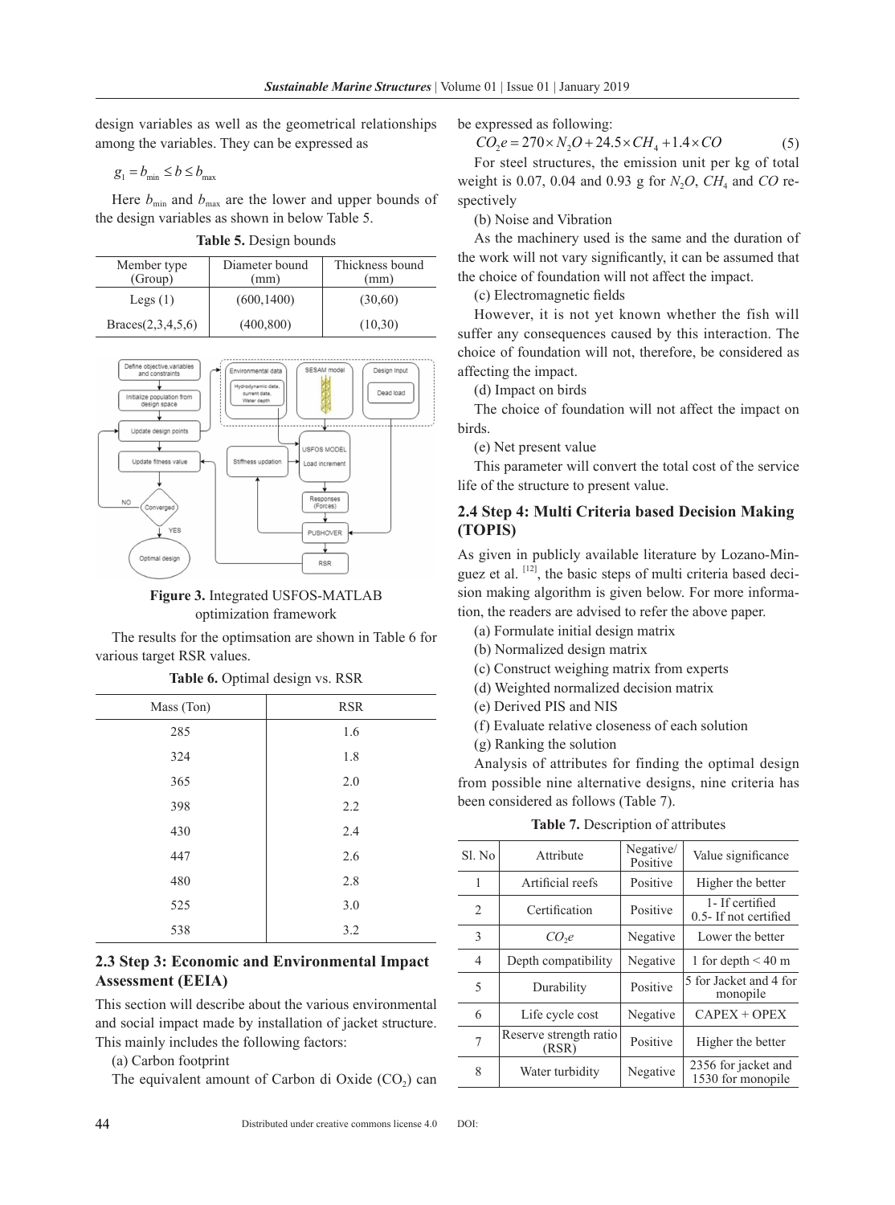design variables as well as the geometrical relationships among the variables. They can be expressed as

$$g_1 = b_{min} \leq b \leq b_{max}$$

Here $b_{min}$ and $b_{max}$ are the lower and upper bounds of the design variables as shown in below Table 5.

**Table 5.** Design bounds

| Member type (Group) | Diameter bound (mm) | Thickness bound (mm) |
|---|---|---|
| Legs (1) | (600,1400) | (30,60) |
| Braces(2,3,4,5,6) | (400,800) | (10,30) |

**Figure 3.** Integrated USFOS-MATLAB optimization framework

The results for the optimsation are shown in Table 6 for various target RSR values.

**Table 6.** Optimal design vs. RSR

| Mass (Ton) | RSR |
|---|---|
| 285 | 1.6 |
| 324 | 1.8 |
| 365 | 2.0 |
| 398 | 2.2 |
| 430 | 2.4 |
| 447 | 2.6 |
| 480 | 2.8 |
| 525 | 3.0 |
| 538 | 3.2 |

## 2.3 Step 3: Economic and Environmental Impact Assessment (EEIA)

This section will describe about the various environmental and social impact made by installation of jacket structure. This mainly includes the following factors:

(a) Carbon footprint

The equivalent amount of Carbon di Oxide ($CO_2$) can be expressed as following:

$$CO_2e = 270 \times N_2O + 24.5 \times CH_4 + 1.4 \times CO \quad (5)$$

For steel structures, the emission unit per kg of total weight is 0.07, 0.04 and 0.93 g for $N_2O$, $CH_4$ and $CO$ respectively

(b) Noise and Vibration

As the machinery used is the same and the duration of the work will not vary significantly, it can be assumed that the choice of foundation will not affect the impact.

(c) Electromagnetic fields

However, it is not yet known whether the fish will suffer any consequences caused by this interaction. The choice of foundation will not, therefore, be considered as affecting the impact.

(d) Impact on birds

The choice of foundation will not affect the impact on birds.

(e) Net present value

This parameter will convert the total cost of the service life of the structure to present value.

## 2.4 Step 4: Multi Criteria based Decision Making (TOPIS)

As given in publicly available literature by Lozano-Minguez et al. [12], the basic steps of multi criteria based decision making algorithm is given below. For more information, the readers are advised to refer the above paper.

(a) Formulate initial design matrix

(b) Normalized design matrix

(c) Construct weighing matrix from experts

(d) Weighted normalized decision matrix

(e) Derived PIS and NIS

(f) Evaluate relative closeness of each solution

(g) Ranking the solution

Analysis of attributes for finding the optimal design from possible nine alternative designs, nine criteria has been considered as follows (Table 7).

**Table 7.** Description of attributes

| Sl. No | Attribute | Negative/ Positive | Value significance |
|---|---|---|---|
| 1 | Artificial reefs | Positive | Higher the better |
| 2 | Certification | Positive | 1- If certified 0.5- If not certified |
| 3 | $CO_2e$ | Negative | Lower the better |
| 4 | Depth compatibility | Negative | 1 for depth < 40 m |
| 5 | Durability | Positive | 5 for Jacket and 4 for monopile |
| 6 | Life cycle cost | Negative | CAPEX + OPEX |
| 7 | Reserve strength ratio (RSR) | Positive | Higher the better |
| 8 | Water turbidity | Negative | 2356 for jacket and 1530 for monopile |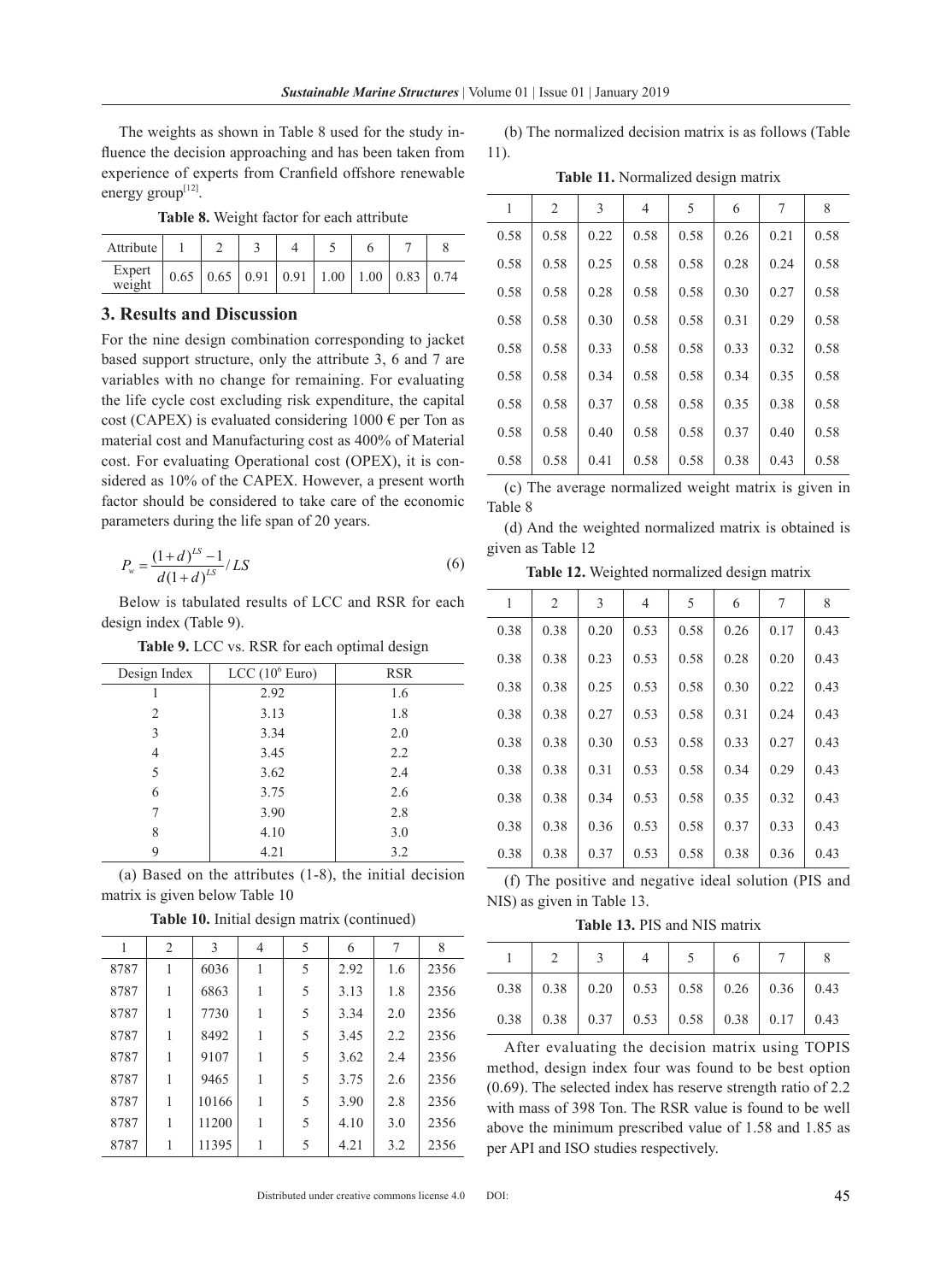The weights as shown in Table 8 used for the study influence the decision approaching and has been taken from experience of experts from Cranfield offshore renewable energy group[12].

**Table 8.** Weight factor for each attribute

| Attribute | 1 | 2 | 3 | 4 | 5 | 6 | 7 | 8 |
|---|---|---|---|---|---|---|---|---|
| Expert weight | 0.65 | 0.65 | 0.91 | 0.91 | 1.00 | 1.00 | 0.83 | 0.74 |

## 3. Results and Discussion

For the nine design combination corresponding to jacket based support structure, only the attribute 3, 6 and 7 are variables with no change for remaining. For evaluating the life cycle cost excluding risk expenditure, the capital cost (CAPEX) is evaluated considering 1000 € per Ton as material cost and Manufacturing cost as 400% of Material cost. For evaluating Operational cost (OPEX), it is considered as 10% of the CAPEX. However, a present worth factor should be considered to take care of the economic parameters during the life span of 20 years.

$$P_w = \frac{(1+d)^{LS}-1}{d(1+d)^{LS}}/LS \tag{6}$$

Below is tabulated results of LCC and RSR for each design index (Table 9).

**Table 9.** LCC vs. RSR for each optimal design

| Design Index | LCC ($10^6$ Euro) | RSR |
|---|---|---|
| 1 | 2.92 | 1.6 |
| 2 | 3.13 | 1.8 |
| 3 | 3.34 | 2.0 |
| 4 | 3.45 | 2.2 |
| 5 | 3.62 | 2.4 |
| 6 | 3.75 | 2.6 |
| 7 | 3.90 | 2.8 |
| 8 | 4.10 | 3.0 |
| 9 | 4.21 | 3.2 |

(a) Based on the attributes (1-8), the initial decision matrix is given below Table 10

**Table 10.** Initial design matrix (continued)

| 1 | 2 | 3 | 4 | 5 | 6 | 7 | 8 |
|---|---|---|---|---|---|---|---|
| 8787 | 1 | 6036 | 1 | 5 | 2.92 | 1.6 | 2356 |
| 8787 | 1 | 6863 | 1 | 5 | 3.13 | 1.8 | 2356 |
| 8787 | 1 | 7730 | 1 | 5 | 3.34 | 2.0 | 2356 |
| 8787 | 1 | 8492 | 1 | 5 | 3.45 | 2.2 | 2356 |
| 8787 | 1 | 9107 | 1 | 5 | 3.62 | 2.4 | 2356 |
| 8787 | 1 | 9465 | 1 | 5 | 3.75 | 2.6 | 2356 |
| 8787 | 1 | 10166 | 1 | 5 | 3.90 | 2.8 | 2356 |
| 8787 | 1 | 11200 | 1 | 5 | 4.10 | 3.0 | 2356 |
| 8787 | 1 | 11395 | 1 | 5 | 4.21 | 3.2 | 2356 |

(b) The normalized decision matrix is as follows (Table 11).

**Table 11.** Normalized design matrix

| 1 | 2 | 3 | 4 | 5 | 6 | 7 | 8 |
|---|---|---|---|---|---|---|---|
| 0.58 | 0.58 | 0.22 | 0.58 | 0.58 | 0.26 | 0.21 | 0.58 |
| 0.58 | 0.58 | 0.25 | 0.58 | 0.58 | 0.28 | 0.24 | 0.58 |
| 0.58 | 0.58 | 0.28 | 0.58 | 0.58 | 0.30 | 0.27 | 0.58 |
| 0.58 | 0.58 | 0.30 | 0.58 | 0.58 | 0.31 | 0.29 | 0.58 |
| 0.58 | 0.58 | 0.33 | 0.58 | 0.58 | 0.33 | 0.32 | 0.58 |
| 0.58 | 0.58 | 0.34 | 0.58 | 0.58 | 0.34 | 0.35 | 0.58 |
| 0.58 | 0.58 | 0.37 | 0.58 | 0.58 | 0.35 | 0.38 | 0.58 |
| 0.58 | 0.58 | 0.40 | 0.58 | 0.58 | 0.37 | 0.40 | 0.58 |
| 0.58 | 0.58 | 0.41 | 0.58 | 0.58 | 0.38 | 0.43 | 0.58 |

(c) The average normalized weight matrix is given in Table 8

(d) And the weighted normalized matrix is obtained is given as Table 12

**Table 12.** Weighted normalized design matrix

| 1 | 2 | 3 | 4 | 5 | 6 | 7 | 8 |
|---|---|---|---|---|---|---|---|
| 0.38 | 0.38 | 0.20 | 0.53 | 0.58 | 0.26 | 0.17 | 0.43 |
| 0.38 | 0.38 | 0.23 | 0.53 | 0.58 | 0.28 | 0.20 | 0.43 |
| 0.38 | 0.38 | 0.25 | 0.53 | 0.58 | 0.30 | 0.22 | 0.43 |
| 0.38 | 0.38 | 0.27 | 0.53 | 0.58 | 0.31 | 0.24 | 0.43 |
| 0.38 | 0.38 | 0.30 | 0.53 | 0.58 | 0.33 | 0.27 | 0.43 |
| 0.38 | 0.38 | 0.31 | 0.53 | 0.58 | 0.34 | 0.29 | 0.43 |
| 0.38 | 0.38 | 0.34 | 0.53 | 0.58 | 0.35 | 0.32 | 0.43 |
| 0.38 | 0.38 | 0.36 | 0.53 | 0.58 | 0.37 | 0.33 | 0.43 |
| 0.38 | 0.38 | 0.37 | 0.53 | 0.58 | 0.38 | 0.36 | 0.43 |

(f) The positive and negative ideal solution (PIS and NIS) as given in Table 13.

**Table 13.** PIS and NIS matrix

| 1 | 2 | 3 | 4 | 5 | 6 | 7 | 8 |
|---|---|---|---|---|---|---|---|
| 0.38 | 0.38 | 0.20 | 0.53 | 0.58 | 0.26 | 0.36 | 0.43 |
| 0.38 | 0.38 | 0.37 | 0.53 | 0.58 | 0.38 | 0.17 | 0.43 |

After evaluating the decision matrix using TOPIS method, design index four was found to be best option (0.69). The selected index has reserve strength ratio of 2.2 with mass of 398 Ton. The RSR value is found to be well above the minimum prescribed value of 1.58 and 1.85 as per API and ISO studies respectively.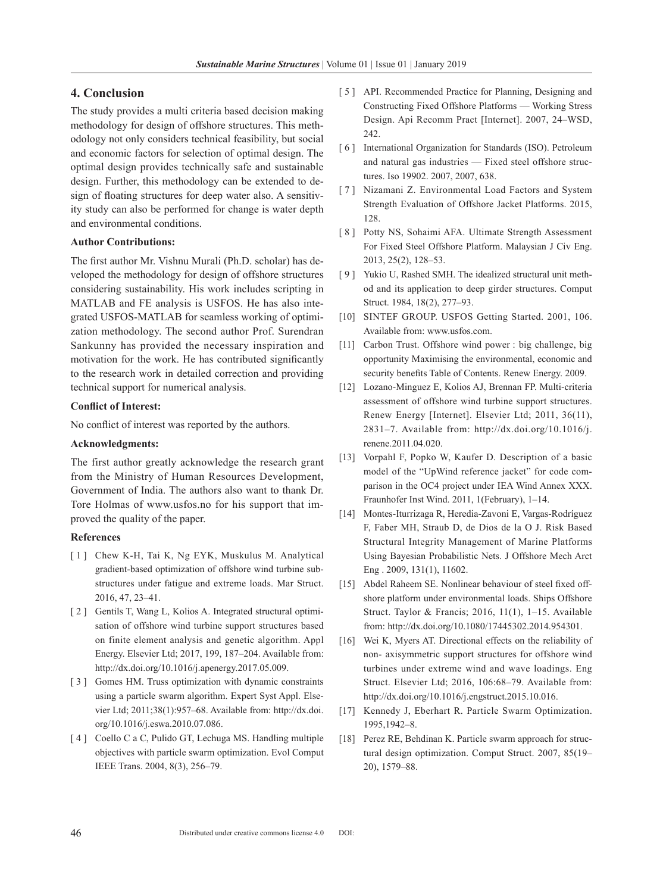## 4. Conclusion

The study provides a multi criteria based decision making methodology for design of offshore structures. This methodology not only considers technical feasibility, but social and economic factors for selection of optimal design. The optimal design provides technically safe and sustainable design. Further, this methodology can be extended to design of floating structures for deep water also. A sensitivity study can also be performed for change is water depth and environmental conditions.

**Author Contributions:**

The first author Mr. Vishnu Murali (Ph.D. scholar) has developed the methodology for design of offshore structures considering sustainability. His work includes scripting in MATLAB and FE analysis is USFOS. He has also integrated USFOS-MATLAB for seamless working of optimization methodology. The second author Prof. Surendran Sankunny has provided the necessary inspiration and motivation for the work. He has contributed significantly to the research work in detailed correction and providing technical support for numerical analysis.

**Conflict of Interest:**

No conflict of interest was reported by the authors.

**Acknowledgments:**

The first author greatly acknowledge the research grant from the Ministry of Human Resources Development, Government of India. The authors also want to thank Dr. Tore Holmas of www.usfos.no for his support that improved the quality of the paper.

**References**

[1] Chew K-H, Tai K, Ng EYK, Muskulus M. Analytical gradient-based optimization of offshore wind turbine substructures under fatigue and extreme loads. Mar Struct. 2016, 47, 23–41.

[2] Gentils T, Wang L, Kolios A. Integrated structural optimisation of offshore wind turbine support structures based on finite element analysis and genetic algorithm. Appl Energy. Elsevier Ltd; 2017, 199, 187–204. Available from: http://dx.doi.org/10.1016/j.apenergy.2017.05.009.

[3] Gomes HM. Truss optimization with dynamic constraints using a particle swarm algorithm. Expert Syst Appl. Elsevier Ltd; 2011;38(1):957–68. Available from: http://dx.doi.org/10.1016/j.eswa.2010.07.086.

[4] Coello C a C, Pulido GT, Lechuga MS. Handling multiple objectives with particle swarm optimization. Evol Comput IEEE Trans. 2004, 8(3), 256–79.

[5] API. Recommended Practice for Planning, Designing and Constructing Fixed Offshore Platforms — Working Stress Design. Api Recomm Pract [Internet]. 2007, 24–WSD, 242.

[6] International Organization for Standards (ISO). Petroleum and natural gas industries — Fixed steel offshore structures. Iso 19902. 2007, 2007, 638.

[7] Nizamani Z. Environmental Load Factors and System Strength Evaluation of Offshore Jacket Platforms. 2015, 128.

[8] Potty NS, Sohaimi AFA. Ultimate Strength Assessment For Fixed Steel Offshore Platform. Malaysian J Civ Eng. 2013, 25(2), 128–53.

[9] Yukio U, Rashed SMH. The idealized structural unit method and its application to deep girder structures. Comput Struct. 1984, 18(2), 277–93.

[10] SINTEF GROUP. USFOS Getting Started. 2001, 106. Available from: www.usfos.com.

[11] Carbon Trust. Offshore wind power : big challenge, big opportunity Maximising the environmental, economic and security benefits Table of Contents. Renew Energy. 2009.

[12] Lozano-Minguez E, Kolios AJ, Brennan FP. Multi-criteria assessment of offshore wind turbine support structures. Renew Energy [Internet]. Elsevier Ltd; 2011, 36(11), 2831–7. Available from: http://dx.doi.org/10.1016/j.renene.2011.04.020.

[13] Vorpahl F, Popko W, Kaufer D. Description of a basic model of the "UpWind reference jacket" for code comparison in the OC4 project under IEA Wind Annex XXX. Fraunhofer Inst Wind. 2011, 1(February), 1–14.

[14] Montes-Iturrizaga R, Heredia-Zavoni E, Vargas-Rodríguez F, Faber MH, Straub D, de Dios de la O J. Risk Based Structural Integrity Management of Marine Platforms Using Bayesian Probabilistic Nets. J Offshore Mech Arct Eng . 2009, 131(1), 11602.

[15] Abdel Raheem SE. Nonlinear behaviour of steel fixed offshore platform under environmental loads. Ships Offshore Struct. Taylor & Francis; 2016, 11(1), 1–15. Available from: http://dx.doi.org/10.1080/17445302.2014.954301.

[16] Wei K, Myers AT. Directional effects on the reliability of non- axisymmetric support structures for offshore wind turbines under extreme wind and wave loadings. Eng Struct. Elsevier Ltd; 2016, 106:68–79. Available from: http://dx.doi.org/10.1016/j.engstruct.2015.10.016.

[17] Kennedy J, Eberhart R. Particle Swarm Optimization. 1995,1942–8.

[18] Perez RE, Behdinan K. Particle swarm approach for structural design optimization. Comput Struct. 2007, 85(19–20), 1579–88.